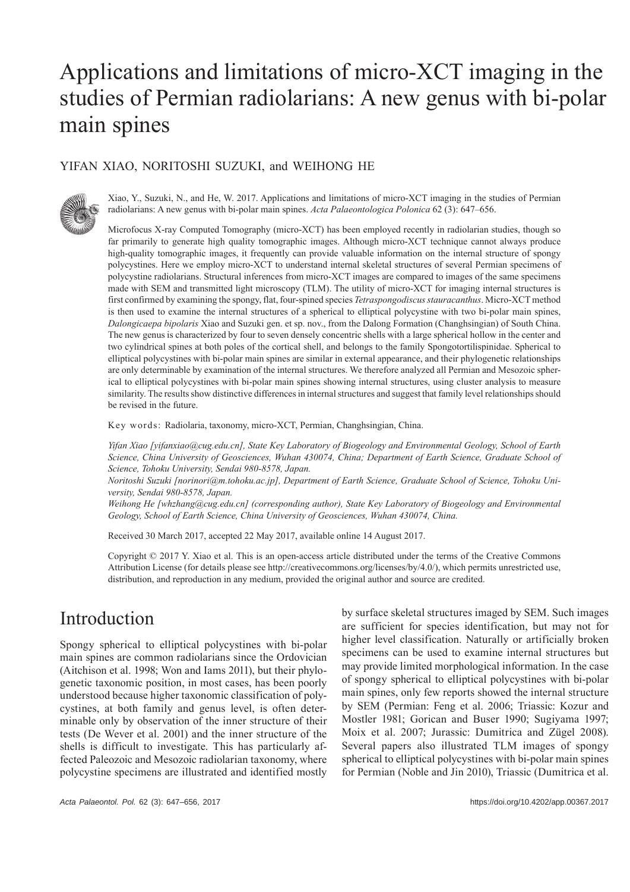# Applications and limitations of micro-XCT imaging in the studies of Permian radiolarians: A new genus with bi-polar main spines

YIFAN XIAO, NORITOSHI SUZUKI, and WEIHONG HE

Xiao, Y., Suzuki, N., and He, W. 2017. Applications and limitations of micro-XCT imaging in the studies of Permian radiolarians: A new genus with bi-polar main spines. *Acta Palaeontologica Polonica* 62 (3): 647–656.

Microfocus X-ray Computed Tomography (micro-XCT) has been employed recently in radiolarian studies, though so far primarily to generate high quality tomographic images. Although micro-XCT technique cannot always produce high-quality tomographic images, it frequently can provide valuable information on the internal structure of spongy polycystines. Here we employ micro-XCT to understand internal skeletal structures of several Permian specimens of polycystine radiolarians. Structural inferences from micro-XCT images are compared to images of the same specimens made with SEM and transmitted light microscopy (TLM). The utility of micro-XCT for imaging internal structures is first confirmed by examining the spongy, flat, four-spined species *Tetraspongodiscus stauracanthus*. Micro-XCT method is then used to examine the internal structures of a spherical to elliptical polycystine with two bi-polar main spines, *Dalongicaepa bipolaris* Xiao and Suzuki gen. et sp. nov., from the Dalong Formation (Changhsingian) of South China. The new genus is characterized by four to seven densely concentric shells with a large spherical hollow in the center and two cylindrical spines at both poles of the cortical shell, and belongs to the family Spongotortilispinidae. Spherical to elliptical polycystines with bi-polar main spines are similar in external appearance, and their phylogenetic relationships are only determinable by examination of the internal structures. We therefore analyzed all Permian and Mesozoic spherical to elliptical polycystines with bi-polar main spines showing internal structures, using cluster analysis to measure similarity. The results show distinctive differences in internal structures and suggest that family level relationships should be revised in the future.

Key words: Radiolaria, taxonomy, micro-XCT, Permian, Changhsingian, China.

*Yifan Xiao [yifanxiao@cug.edu.cn], State Key Laboratory of Biogeology and Environmental Geology, School of Earth Science, China University of Geosciences, Wuhan 430074, China; Department of Earth Science, Graduate School of Science, Tohoku University, Sendai 980-8578, Japan.*
*Noritoshi Suzuki [norinori@m.tohoku.ac.jp], Department of Earth Science, Graduate School of Science, Tohoku University, Sendai 980-8578, Japan.*
*Weihong He [whzhang@cug.edu.cn] (corresponding author), State Key Laboratory of Biogeology and Environmental Geology, School of Earth Science, China University of Geosciences, Wuhan 430074, China.*

Received 30 March 2017, accepted 22 May 2017, available online 14 August 2017.

Copyright © 2017 Y. Xiao et al. This is an open-access article distributed under the terms of the Creative Commons Attribution License (for details please see http://creativecommons.org/licenses/by/4.0/), which permits unrestricted use, distribution, and reproduction in any medium, provided the original author and source are credited.

## Introduction

Spongy spherical to elliptical polycystines with bi-polar main spines are common radiolarians since the Ordovician (Aitchison et al. 1998; Won and Iams 2011), but their phylogenetic taxonomic position, in most cases, has been poorly understood because higher taxonomic classification of polycystines, at both family and genus level, is often determinable only by observation of the inner structure of their tests (De Wever et al. 2001) and the inner structure of the shells is difficult to investigate. This has particularly affected Paleozoic and Mesozoic radiolarian taxonomy, where polycystine specimens are illustrated and identified mostly by surface skeletal structures imaged by SEM. Such images are sufficient for species identification, but may not for higher level classification. Naturally or artificially broken specimens can be used to examine internal structures but may provide limited morphological information. In the case of spongy spherical to elliptical polycystines with bi-polar main spines, only few reports showed the internal structure by SEM (Permian: Feng et al. 2006; Triassic: Kozur and Mostler 1981; Gorican and Buser 1990; Sugiyama 1997; Moix et al. 2007; Jurassic: Dumitrica and Zügel 2008). Several papers also illustrated TLM images of spongy spherical to elliptical polycystines with bi-polar main spines for Permian (Noble and Jin 2010), Triassic (Dumitrica et al.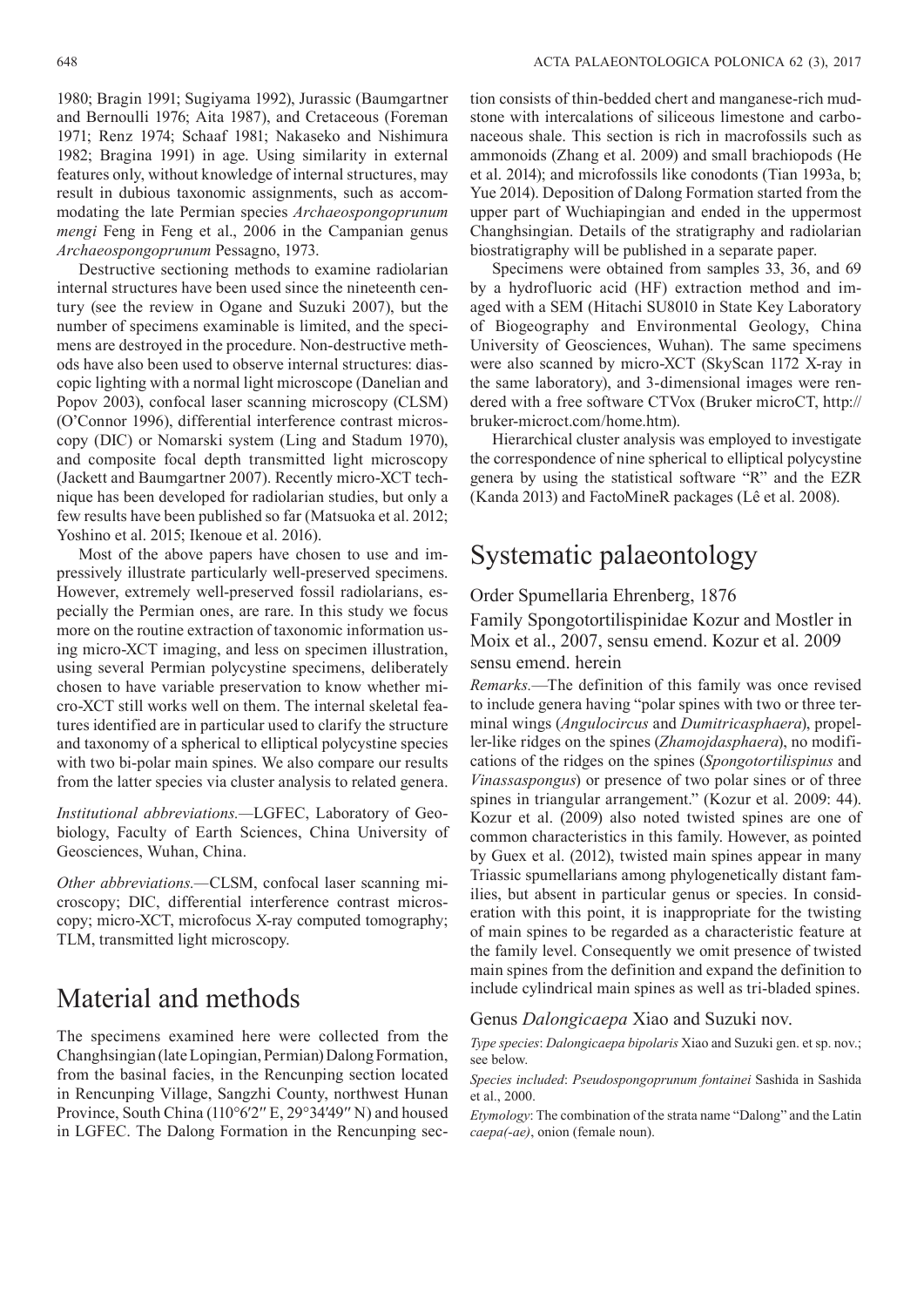1980; Bragin 1991; Sugiyama 1992), Jurassic (Baumgartner and Bernoulli 1976; Aita 1987), and Cretaceous (Foreman 1971; Renz 1974; Schaaf 1981; Nakaseko and Nishimura 1982; Bragina 1991) in age. Using similarity in external features only, without knowledge of internal structures, may result in dubious taxonomic assignments, such as accommodating the late Permian species *Archaeospongoprunum mengi* Feng in Feng et al., 2006 in the Campanian genus *Archaeospongoprunum* Pessagno, 1973.

Destructive sectioning methods to examine radiolarian internal structures have been used since the nineteenth century (see the review in Ogane and Suzuki 2007), but the number of specimens examinable is limited, and the specimens are destroyed in the procedure. Non-destructive methods have also been used to observe internal structures: diascopic lighting with a normal light microscope (Danelian and Popov 2003), confocal laser scanning microscopy (CLSM) (O'Connor 1996), differential interference contrast microscopy (DIC) or Nomarski system (Ling and Stadum 1970), and composite focal depth transmitted light microscopy (Jackett and Baumgartner 2007). Recently micro-XCT technique has been developed for radiolarian studies, but only a few results have been published so far (Matsuoka et al. 2012; Yoshino et al. 2015; Ikenoue et al. 2016).

Most of the above papers have chosen to use and impressively illustrate particularly well-preserved specimens. However, extremely well-preserved fossil radiolarians, especially the Permian ones, are rare. In this study we focus more on the routine extraction of taxonomic information using micro-XCT imaging, and less on specimen illustration, using several Permian polycystine specimens, deliberately chosen to have variable preservation to know whether micro-XCT still works well on them. The internal skeletal features identified are in particular used to clarify the structure and taxonomy of a spherical to elliptical polycystine species with two bi-polar main spines. We also compare our results from the latter species via cluster analysis to related genera.

*Institutional abbreviations*.—LGFEC, Laboratory of Geobiology, Faculty of Earth Sciences, China University of Geosciences, Wuhan, China.

*Other abbreviations*.—CLSM, confocal laser scanning microscopy; DIC, differential interference contrast microscopy; micro-XCT, microfocus X-ray computed tomography; TLM, transmitted light microscopy.

## Material and methods

The specimens examined here were collected from the Changhsingian (late Lopingian, Permian) Dalong Formation, from the basinal facies, in the Rencunping section located in Rencunping Village, Sangzhi County, northwest Hunan Province, South China (110°6′2″ E, 29°34′49″ N) and housed in LGFEC. The Dalong Formation in the Rencunping section consists of thin-bedded chert and manganese-rich mudstone with intercalations of siliceous limestone and carbonaceous shale. This section is rich in macrofossils such as ammonoids (Zhang et al. 2009) and small brachiopods (He et al. 2014); and microfossils like conodonts (Tian 1993a, b; Yue 2014). Deposition of Dalong Formation started from the upper part of Wuchiapingian and ended in the uppermost Changhsingian. Details of the stratigraphy and radiolarian biostratigraphy will be published in a separate paper.

Specimens were obtained from samples 33, 36, and 69 by a hydrofluoric acid (HF) extraction method and imaged with a SEM (Hitachi SU8010 in State Key Laboratory of Biogeography and Environmental Geology, China University of Geosciences, Wuhan). The same specimens were also scanned by micro-XCT (SkyScan 1172 X-ray in the same laboratory), and 3-dimensional images were rendered with a free software CTVox (Bruker microCT, http://bruker-microct.com/home.htm).

Hierarchical cluster analysis was employed to investigate the correspondence of nine spherical to elliptical polycystine genera by using the statistical software "R" and the EZR (Kanda 2013) and FactoMineR packages (Lê et al. 2008).

## Systematic palaeontology

### Order Spumellaria Ehrenberg, 1876

### Family Spongotortilispinidae Kozur and Mostler in Moix et al., 2007, sensu emend. Kozur et al. 2009 sensu emend. herein

*Remarks*.—The definition of this family was once revised to include genera having "polar spines with two or three terminal wings (*Angulocircus* and *Dumitricasphaera*), propeller-like ridges on the spines (*Zhamojdasphaera*), no modifications of the ridges on the spines (*Spongotortilispinus* and *Vinassaspongus*) or presence of two polar sines or of three spines in triangular arrangement." (Kozur et al. 2009: 44). Kozur et al. (2009) also noted twisted spines are one of common characteristics in this family. However, as pointed by Guex et al. (2012), twisted main spines appear in many Triassic spumellarians among phylogenetically distant families, but absent in particular genus or species. In consideration with this point, it is inappropriate for the twisting of main spines to be regarded as a characteristic feature at the family level. Consequently we omit presence of twisted main spines from the definition and expand the definition to include cylindrical main spines as well as tri-bladed spines.

### Genus *Dalongicaepa* Xiao and Suzuki nov.

*Type species*: *Dalongicaepa bipolaris* Xiao and Suzuki gen. et sp. nov.; see below.

*Species included*: *Pseudospongoprunum fontainei* Sashida in Sashida et al., 2000.

*Etymology*: The combination of the strata name "Dalong" and the Latin *caepa(-ae)*, onion (female noun).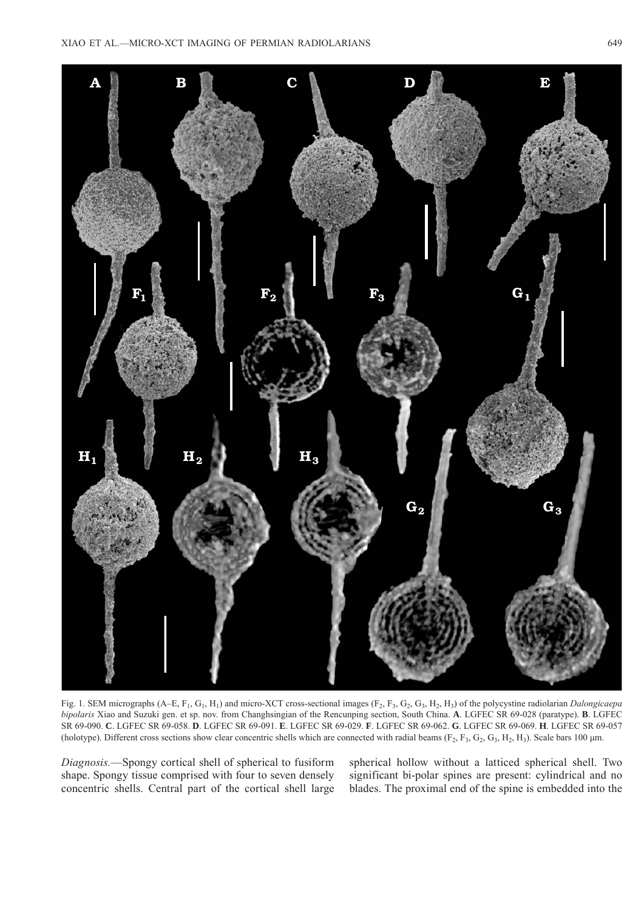Fig. 1. SEM micrographs (A–E, $F_1$, $G_1$, $H_1$) and micro-XCT cross-sectional images ($F_2$, $F_3$, $G_2$, $G_3$, $H_2$, $H_3$) of the polycystine radiolarian *Dalongicaepa bipolaris* Xiao and Suzuki gen. et sp. nov. from Changhsingian of the Rencunping section, South China. **A**. LGFEC SR 69-028 (paratype). **B**. LGFEC SR 69-090. **C**. LGFEC SR 69-058. **D**. LGFEC SR 69-091. **E**. LGFEC SR 69-029. **F**. LGFEC SR 69-062. **G**. LGFEC SR 69-069. **H**. LGFEC SR 69-057 (holotype). Different cross sections show clear concentric shells which are connected with radial beams ($F_2$, $F_3$, $G_2$, $G_3$, $H_2$, $H_3$). Scale bars 100 μm.

*Diagnosis*.—Spongy cortical shell of spherical to fusiform shape. Spongy tissue comprised with four to seven densely concentric shells. Central part of the cortical shell large spherical hollow without a latticed spherical shell. Two significant bi-polar spines are present: cylindrical and no blades. The proximal end of the spine is embedded into the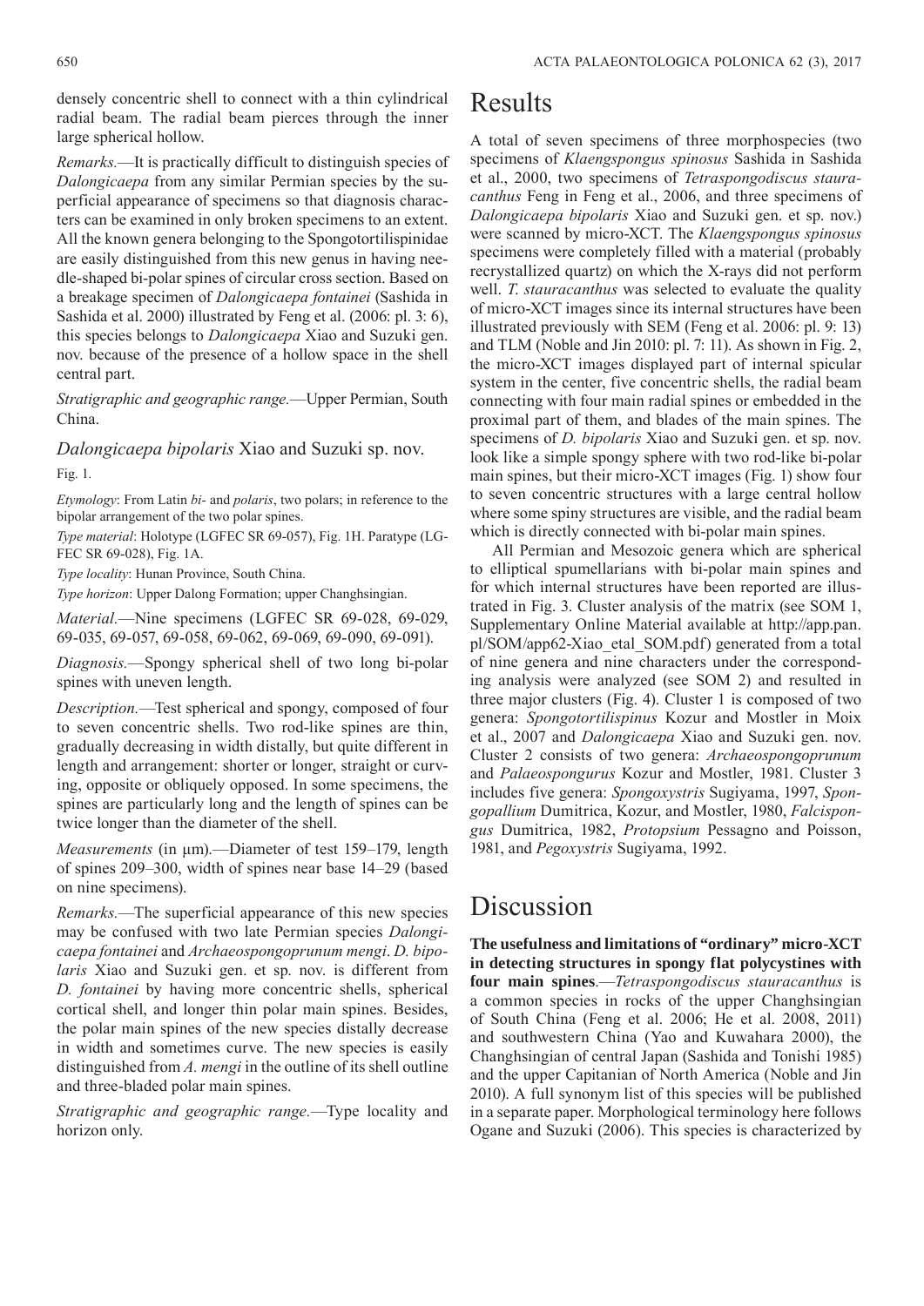densely concentric shell to connect with a thin cylindrical radial beam. The radial beam pierces through the inner large spherical hollow.

*Remarks.*—It is practically difficult to distinguish species of *Dalongicaepa* from any similar Permian species by the superficial appearance of specimens so that diagnosis characters can be examined in only broken specimens to an extent. All the known genera belonging to the Spongotortilispinidae are easily distinguished from this new genus in having needle-shaped bi-polar spines of circular cross section. Based on a breakage specimen of *Dalongicaepa fontainei* (Sashida in Sashida et al. 2000) illustrated by Feng et al. (2006: pl. 3: 6), this species belongs to *Dalongicaepa* Xiao and Suzuki gen. nov. because of the presence of a hollow space in the shell central part.

*Stratigraphic and geographic range.*—Upper Permian, South China.

### *Dalongicaepa bipolaris* Xiao and Suzuki sp. nov.

Fig. 1.

*Etymology*: From Latin *bi*- and *polaris*, two polars; in reference to the bipolar arrangement of the two polar spines.

*Type material*: Holotype (LGFEC SR 69-057), Fig. 1H. Paratype (LGFEC SR 69-028), Fig. 1A.

*Type locality*: Hunan Province, South China.

*Type horizon*: Upper Dalong Formation; upper Changhsingian.

*Material.*—Nine specimens (LGFEC SR 69-028, 69-029, 69-035, 69-057, 69-058, 69-062, 69-069, 69-090, 69-091).

*Diagnosis.*—Spongy spherical shell of two long bi-polar spines with uneven length.

*Description.*—Test spherical and spongy, composed of four to seven concentric shells. Two rod-like spines are thin, gradually decreasing in width distally, but quite different in length and arrangement: shorter or longer, straight or curving, opposite or obliquely opposed. In some specimens, the spines are particularly long and the length of spines can be twice longer than the diameter of the shell.

*Measurements* (in μm).—Diameter of test 159–179, length of spines 209–300, width of spines near base 14–29 (based on nine specimens).

*Remarks.*—The superficial appearance of this new species may be confused with two late Permian species *Dalongicaepa fontainei* and *Archaeospongoprunum mengi*. *D. bipolaris* Xiao and Suzuki gen. et sp. nov. is different from *D. fontainei* by having more concentric shells, spherical cortical shell, and longer thin polar main spines. Besides, the polar main spines of the new species distally decrease in width and sometimes curve. The new species is easily distinguished from *A. mengi* in the outline of its shell outline and three-bladed polar main spines.

*Stratigraphic and geographic range.*—Type locality and horizon only.

## Results

A total of seven specimens of three morphospecies (two specimens of *Klaengspongus spinosus* Sashida in Sashida et al., 2000, two specimens of *Tetraspongodiscus stauracanthus* Feng in Feng et al., 2006, and three specimens of *Dalongicaepa bipolaris* Xiao and Suzuki gen. et sp. nov.) were scanned by micro-XCT. The *Klaengspongus spinosus* specimens were completely filled with a material (probably recrystallized quartz) on which the X-rays did not perform well. *T. stauracanthus* was selected to evaluate the quality of micro-XCT images since its internal structures have been illustrated previously with SEM (Feng et al. 2006: pl. 9: 13) and TLM (Noble and Jin 2010: pl. 7: 11). As shown in Fig. 2, the micro-XCT images displayed part of internal spicular system in the center, five concentric shells, the radial beam connecting with four main radial spines or embedded in the proximal part of them, and blades of the main spines. The specimens of *D. bipolaris* Xiao and Suzuki gen. et sp. nov. look like a simple spongy sphere with two rod-like bi-polar main spines, but their micro-XCT images (Fig. 1) show four to seven concentric structures with a large central hollow where some spiny structures are visible, and the radial beam which is directly connected with bi-polar main spines.

All Permian and Mesozoic genera which are spherical to elliptical spumellarians with bi-polar main spines and for which internal structures have been reported are illustrated in Fig. 3. Cluster analysis of the matrix (see SOM 1, Supplementary Online Material available at http://app.pan.pl/SOM/app62-Xiao_etal_SOM.pdf) generated from a total of nine genera and nine characters under the corresponding analysis were analyzed (see SOM 2) and resulted in three major clusters (Fig. 4). Cluster 1 is composed of two genera: *Spongotortilispinus* Kozur and Mostler in Moix et al., 2007 and *Dalongicaepa* Xiao and Suzuki gen. nov. Cluster 2 consists of two genera: *Archaeospongoprunum* and *Palaeospongurus* Kozur and Mostler, 1981. Cluster 3 includes five genera: *Spongoxystris* Sugiyama, 1997, *Spongopallium* Dumitrica, Kozur, and Mostler, 1980, *Falcispongus* Dumitrica, 1982, *Protopsium* Pessagno and Poisson, 1981, and *Pegoxystris* Sugiyama, 1992.

## Discussion

**The usefulness and limitations of "ordinary" micro-XCT in detecting structures in spongy flat polycystines with four main spines**.—*Tetraspongodiscus stauracanthus* is a common species in rocks of the upper Changhsingian of South China (Feng et al. 2006; He et al. 2008, 2011) and southwestern China (Yao and Kuwahara 2000), the Changhsingian of central Japan (Sashida and Tonishi 1985) and the upper Capitanian of North America (Noble and Jin 2010). A full synonym list of this species will be published in a separate paper. Morphological terminology here follows Ogane and Suzuki (2006). This species is characterized by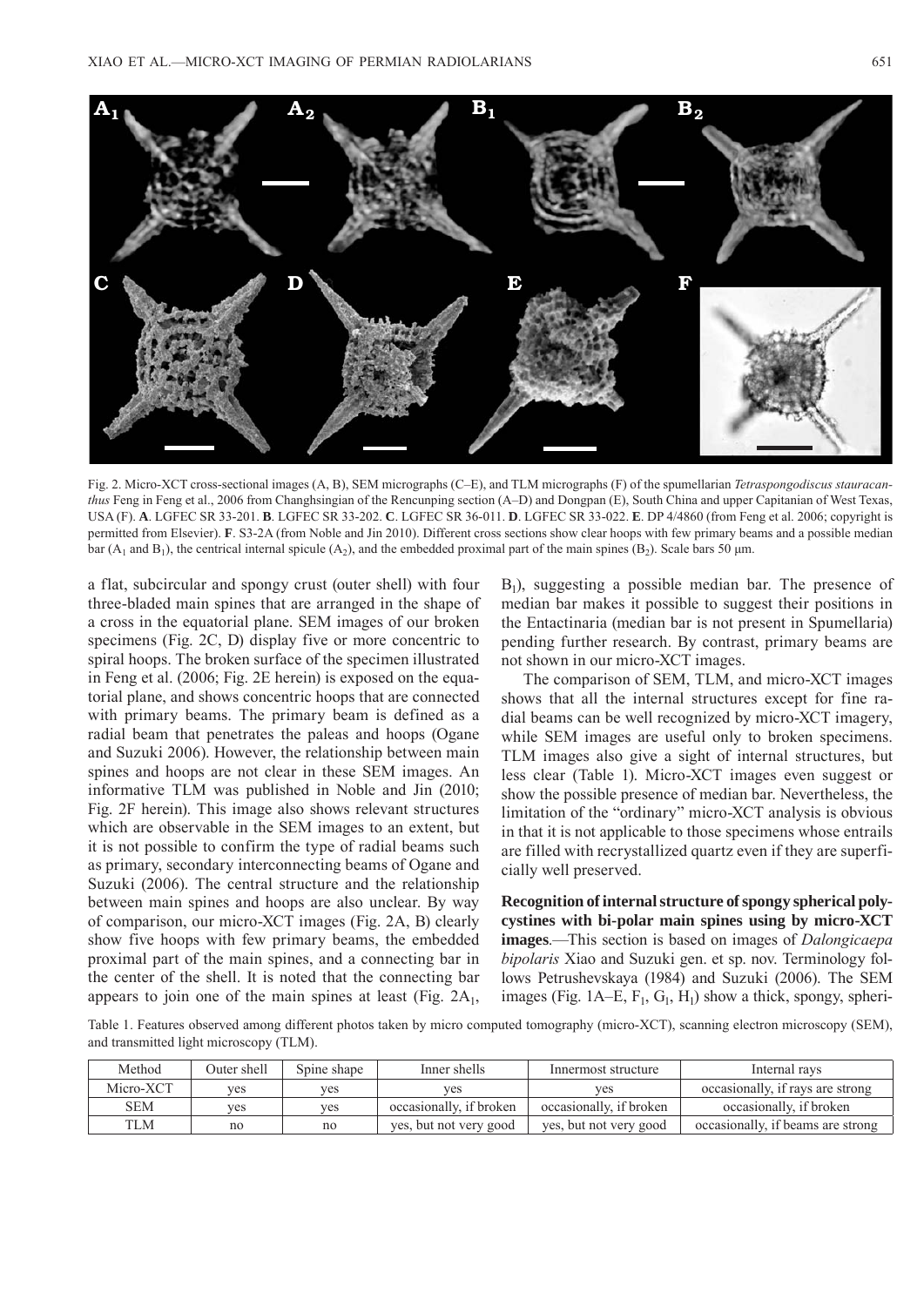Fig. 2. Micro-XCT cross-sectional images (A, B), SEM micrographs (C–E), and TLM micrographs (F) of the spumellarian *Tetraspongodiscus stauracanthus* Feng in Feng et al., 2006 from Changhsingian of the Rencunping section (A–D) and Dongpan (E), South China and upper Capitanian of West Texas, USA (F). **A**. LGFEC SR 33-201. **B**. LGFEC SR 33-202. **C**. LGFEC SR 36-011. **D**. LGFEC SR 33-022. **E**. DP 4/4860 (from Feng et al. 2006; copyright is permitted from Elsevier). **F**. S3-2A (from Noble and Jin 2010). Different cross sections show clear hoops with few primary beams and a possible median bar ($A_1$ and $B_1$), the centrical internal spicule ($A_2$), and the embedded proximal part of the main spines ($B_2$). Scale bars 50 μm.

a flat, subcircular and spongy crust (outer shell) with four three-bladed main spines that are arranged in the shape of a cross in the equatorial plane. SEM images of our broken specimens (Fig. 2C, D) display five or more concentric to spiral hoops. The broken surface of the specimen illustrated in Feng et al. (2006; Fig. 2E herein) is exposed on the equatorial plane, and shows concentric hoops that are connected with primary beams. The primary beam is defined as a radial beam that penetrates the paleas and hoops (Ogane and Suzuki 2006). However, the relationship between main spines and hoops are not clear in these SEM images. An informative TLM was published in Noble and Jin (2010; Fig. 2F herein). This image also shows relevant structures which are observable in the SEM images to an extent, but it is not possible to confirm the type of radial beams such as primary, secondary interconnecting beams of Ogane and Suzuki (2006). The central structure and the relationship between main spines and hoops are also unclear. By way of comparison, our micro-XCT images (Fig. 2A, B) clearly show five hoops with few primary beams, the embedded proximal part of the main spines, and a connecting bar in the center of the shell. It is noted that the connecting bar appears to join one of the main spines at least (Fig. 2$A_1$, $B_1$), suggesting a possible median bar. The presence of median bar makes it possible to suggest their positions in the Entactinaria (median bar is not present in Spumellaria) pending further research. By contrast, primary beams are not shown in our micro-XCT images.

The comparison of SEM, TLM, and micro-XCT images shows that all the internal structures except for fine radial beams can be well recognized by micro-XCT imagery, while SEM images are useful only to broken specimens. TLM images also give a sight of internal structures, but less clear (Table 1). Micro-XCT images even suggest or show the possible presence of median bar. Nevertheless, the limitation of the "ordinary" micro-XCT analysis is obvious in that it is not applicable to those specimens whose entrails are filled with recrystallized quartz even if they are superficially well preserved.

**Recognition of internal structure of spongy spherical polycystines with bi-polar main spines using by micro-XCT images**.—This section is based on images of *Dalongicaepa bipolaris* Xiao and Suzuki gen. et sp. nov. Terminology follows Petrushevskaya (1984) and Suzuki (2006). The SEM images (Fig. 1A–E, $F_1$, $G_1$, $H_1$) show a thick, spongy, spheri-

Table 1. Features observed among different photos taken by micro computed tomography (micro-XCT), scanning electron microscopy (SEM), and transmitted light microscopy (TLM).

| Method | Outer shell | Spine shape | Inner shells | Innermost structure | Internal rays |
|---|---|---|---|---|---|
| Micro-XCT | yes | yes | yes | yes | occasionally, if rays are strong |
| SEM | yes | yes | occasionally, if broken | occasionally, if broken | occasionally, if broken |
| TLM | no | no | yes, but not very good | yes, but not very good | occasionally, if beams are strong |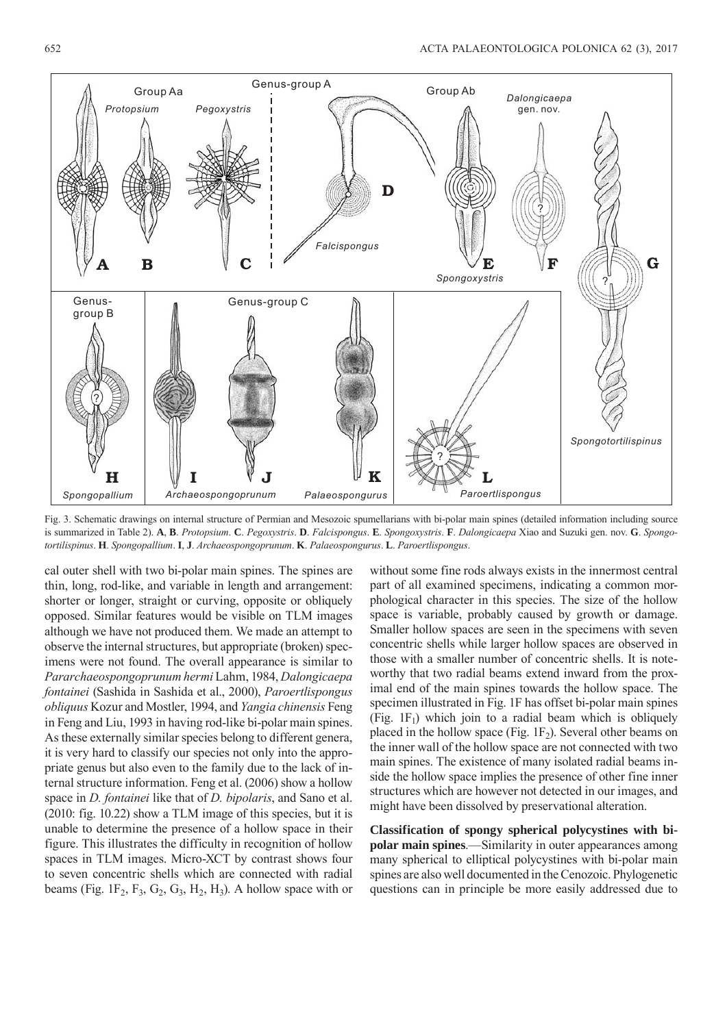Fig. 3. Schematic drawings on internal structure of Permian and Mesozoic spumellarians with bi-polar main spines (detailed information including source is summarized in Table 2). **A**, **B**. *Protopsium*. **C**. *Pegoxystris*. **D**. *Falcispongus*. **E**. *Spongoxystris*. **F**. *Dalongicaepa* Xiao and Suzuki gen. nov. **G**. *Spongotortilispinus*. **H**. *Spongopallium*. **I**, **J**. *Archaeospongoprunum*. **K**. *Palaeospongurus*. **L**. *Paroertlispongus*.

cal outer shell with two bi-polar main spines. The spines are thin, long, rod-like, and variable in length and arrangement: shorter or longer, straight or curving, opposite or obliquely opposed. Similar features would be visible on TLM images although we have not produced them. We made an attempt to observe the internal structures, but appropriate (broken) specimens were not found. The overall appearance is similar to *Pararchaeospongoprunum hermi* Lahm, 1984, *Dalongicaepa fontainei* (Sashida in Sashida et al., 2000), *Paroertlispongus obliquus* Kozur and Mostler, 1994, and *Yangia chinensis* Feng in Feng and Liu, 1993 in having rod-like bi-polar main spines. As these externally similar species belong to different genera, it is very hard to classify our species not only into the appropriate genus but also even to the family due to the lack of internal structure information. Feng et al. (2006) show a hollow space in *D. fontainei* like that of *D. bipolaris*, and Sano et al. (2010: fig. 10.22) show a TLM image of this species, but it is unable to determine the presence of a hollow space in their figure. This illustrates the difficulty in recognition of hollow spaces in TLM images. Micro-XCT by contrast shows four to seven concentric shells which are connected with radial beams (Fig. $1F_2$, $F_3$, $G_2$, $G_3$, $H_2$, $H_3$). A hollow space with or without some fine rods always exists in the innermost central part of all examined specimens, indicating a common morphological character in this species. The size of the hollow space is variable, probably caused by growth or damage. Smaller hollow spaces are seen in the specimens with seven concentric shells while larger hollow spaces are observed in those with a smaller number of concentric shells. It is noteworthy that two radial beams extend inward from the proximal end of the main spines towards the hollow space. The specimen illustrated in Fig. 1F has offset bi-polar main spines (Fig. $1F_1$) which join to a radial beam which is obliquely placed in the hollow space (Fig. $1F_2$). Several other beams on the inner wall of the hollow space are not connected with two main spines. The existence of many isolated radial beams inside the hollow space implies the presence of other fine inner structures which are however not detected in our images, and might have been dissolved by preservational alteration.

**Classification of spongy spherical polycystines with bi-polar main spines**.—Similarity in outer appearances among many spherical to elliptical polycystines with bi-polar main spines are also well documented in the Cenozoic. Phylogenetic questions can in principle be more easily addressed due to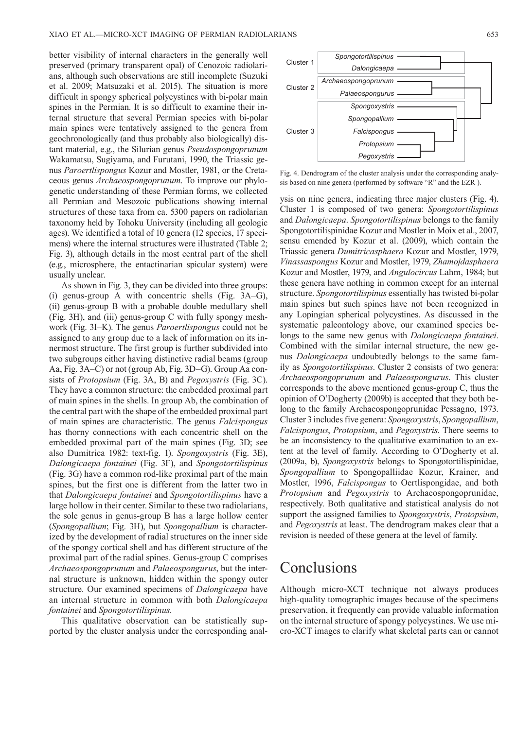better visibility of internal characters in the generally well preserved (primary transparent opal) of Cenozoic radiolarians, although such observations are still incomplete (Suzuki et al. 2009; Matsuzaki et al. 2015). The situation is more difficult in spongy spherical polycystines with bi-polar main spines in the Permian. It is so difficult to examine their internal structure that several Permian species with bi-polar main spines were tentatively assigned to the genera from geochronologically (and thus probably also biologically) distant material, e.g., the Silurian genus *Pseudospongoprunum* Wakamatsu, Sugiyama, and Furutani, 1990, the Triassic genus *Paroertlispongus* Kozur and Mostler, 1981, or the Cretaceous genus *Archaeospongoprunum*. To improve our phylogenetic understanding of these Permian forms, we collected all Permian and Mesozoic publications showing internal structures of these taxa from ca. 5300 papers on radiolarian taxonomy held by Tohoku University (including all geologic ages). We identified a total of 10 genera (12 species, 17 specimens) where the internal structures were illustrated (Table 2; Fig. 3), although details in the most central part of the shell (e.g., microsphere, the entactinarian spicular system) were usually unclear.

As shown in Fig. 3, they can be divided into three groups: (i) genus-group A with concentric shells (Fig. 3A–G), (ii) genus-group B with a probable double medullary shell (Fig. 3H), and (iii) genus-group C with fully spongy meshwork (Fig. 3I–K). The genus *Paroertlispongus* could not be assigned to any group due to a lack of information on its innermost structure. The first group is further subdivided into two subgroups either having distinctive radial beams (group Aa, Fig. 3A–C) or not (group Ab, Fig. 3D–G). Group Aa consists of *Protopsium* (Fig. 3A, B) and *Pegoxystris* (Fig. 3C). They have a common structure: the embedded proximal part of main spines in the shells. In group Ab, the combination of the central part with the shape of the embedded proximal part of main spines are characteristic. The genus *Falcispongus* has thorny connections with each concentric shell on the embedded proximal part of the main spines (Fig. 3D; see also Dumitrica 1982: text-fig. 1). *Spongoxystris* (Fig. 3E), *Dalongicaepa fontainei* (Fig. 3F), and *Spongotortilispinus* (Fig. 3G) have a common rod-like proximal part of the main spines, but the first one is different from the latter two in that *Dalongicaepa fontainei* and *Spongotortilispinus* have a large hollow in their center. Similar to these two radiolarians, the sole genus in genus-group B has a large hollow center (*Spongopallium*; Fig. 3H), but *Spongopallium* is characterized by the development of radial structures on the inner side of the spongy cortical shell and has different structure of the proximal part of the radial spines. Genus-group C comprises *Archaeospongoprunum* and *Palaeospongurus*, but the internal structure is unknown, hidden within the spongy outer structure. Our examined specimens of *Dalongicaepa* have an internal structure in common with both *Dalongicaepa fontainei* and *Spongotortilispinus*.

This qualitative observation can be statistically supported by the cluster analysis under the corresponding analysis on nine genera, indicating three major clusters (Fig. 4). Cluster 1 is composed of two genera: *Spongotortilispinus* and *Dalongicaepa*. *Spongotortilispinus* belongs to the family Spongotortilispinidae Kozur and Mostler in Moix et al., 2007, sensu emended by Kozur et al. (2009), which contain the Triassic genera *Dumitricasphaera* Kozur and Mostler, 1979, *Vinassaspongus* Kozur and Mostler, 1979, *Zhamojdasphaera* Kozur and Mostler, 1979, and *Angulocircus* Lahm, 1984; but these genera have nothing in common except for an internal structure. *Spongotortilispinus* essentially has twisted bi-polar main spines but such spines have not been recognized in any Lopingian spherical polycystines. As discussed in the systematic paleontology above, our examined species belongs to the same new genus with *Dalongicaepa fontainei*. Combined with the similar internal structure, the new genus *Dalongicaepa* undoubtedly belongs to the same family as *Spongotortilispinus*. Cluster 2 consists of two genera: *Archaeospongoprunum* and *Palaeospongurus*. This cluster corresponds to the above mentioned genus-group C, thus the opinion of O'Dogherty (2009b) is accepted that they both belong to the family Archaeospongoprunidae Pessagno, 1973. Cluster 3 includes five genera: *Spongoxystris*, *Spongopallium*, *Falcispongus*, *Protopsium*, and *Pegoxystris*. There seems to be an inconsistency to the qualitative examination to an extent at the level of family. According to O'Dogherty et al. (2009a, b), *Spongoxystris* belongs to Spongotortilispinidae, *Spongopallium* to Spongopalliidae Kozur, Krainer, and Mostler, 1996, *Falcispongus* to Oertlispongidae, and both *Protopsium* and *Pegoxystris* to Archaeospongoprunidae, respectively. Both qualitative and statistical analysis do not support the assigned families to *Spongoxystris*, *Protopsium*, and *Pegoxystris* at least. The dendrogram makes clear that a revision is needed of these genera at the level of family.

Cluster 1: *Spongotortilispinus*, *Dalongicaepa*
Cluster 2: *Archaeospongoprunum*, *Palaeospongurus*
Cluster 3: *Spongoxystris*, *Spongopallium*, *Falcispongus*, *Protopsium*, *Pegoxystris*

Fig. 4. Dendrogram of the cluster analysis under the corresponding analysis based on nine genera (performed by software "R" and the EZR ).

## Conclusions

Although micro-XCT technique not always produces high-quality tomographic images because of the specimens preservation, it frequently can provide valuable information on the internal structure of spongy polycystines. We use micro-XCT images to clarify what skeletal parts can or cannot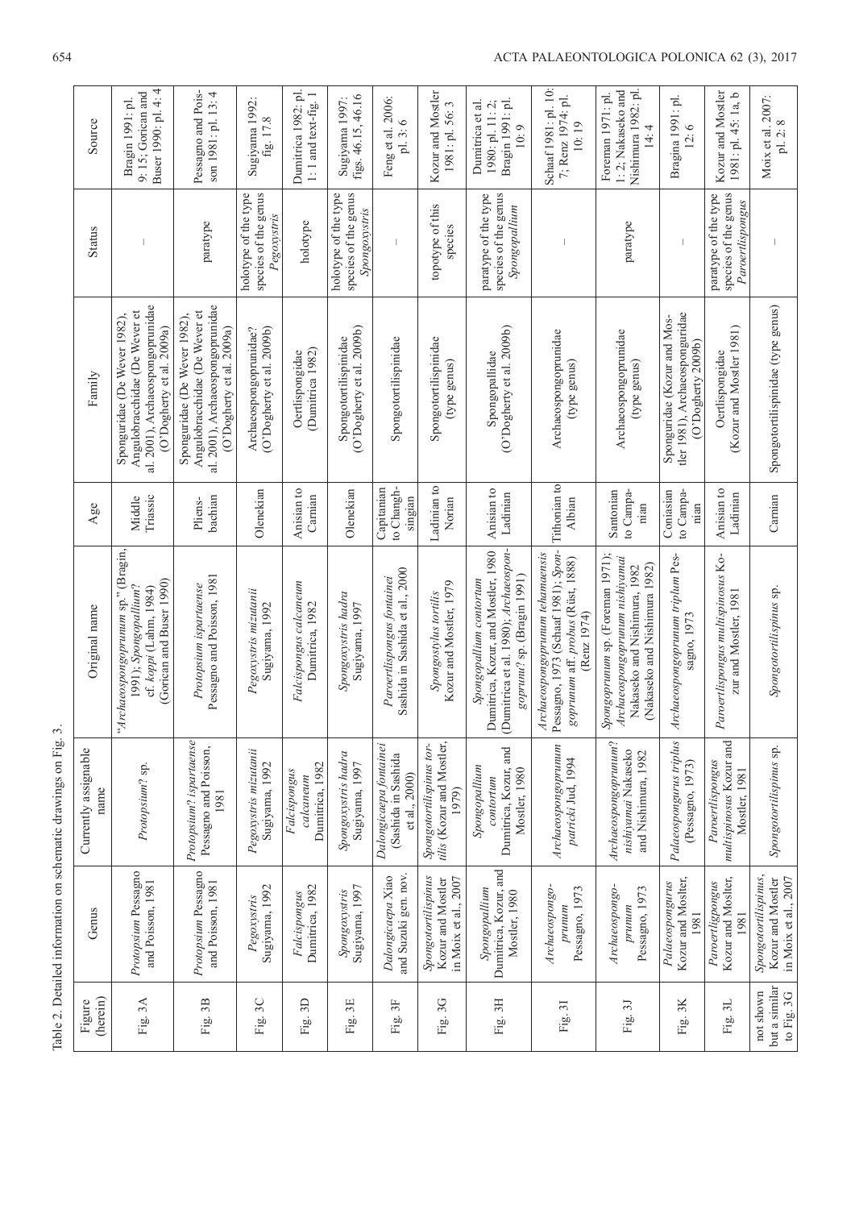Table 2. Detailed information on schematic drawings on Fig. 3.

| Figure (herein) | Genus | Currently assignable name | Original name | Age | Family | Status | Source |
|---|---|---|---|---|---|---|---|
| Fig. 3A | *Protopsium* Pessagno and Poisson, 1981 | *Protopsium*? sp. | "*Archaeospongoprunum* sp." (Bragin, 1991); *Spongopallium*? cf. *koppi* (Lahm, 1984) (Gorican and Buser 1990) | Middle Triassic | Sponguridae (De Wever 1982), Angulobracchidae (De Wever et al. 2001), Archaeospongoprunidae (O'Dogherty et al. 2009a) | – | Bragin 1991: pl. 9: 15; Gorican and Buser 1990: pl. 4: 4 |
| Fig. 3B | *Protopsium* Pessagno and Poisson, 1981 | *Protopsium*? *ispartaense* Pessagno and Poisson, 1981 | *Protopsium ispartaense* Pessagno and Poisson, 1981 | Pliensbachian | Sponguridae (De Wever 1982), Angulobracchidae (De Wever et al. 2001), Archaeospongoprunidae (O'Dogherty et al. 2009a) | paratype | Pessagno and Poisson 1981: pl. 13: 4 |
| Fig. 3C | *Pegoxystris* Sugiyama, 1992 | *Pegoxystris mizutanii* Sugiyama, 1992 | *Pegoxystris mizutanii* Sugiyama, 1992 | Olenekian | Archaeospongoprunidae? (O'Dogherty et al. 2009b) | holotype of the type species of the genus *Pegoxystris* | Sugiyama 1992: fig. 17.8 |
| Fig. 3D | *Falcispongus* Dumitrica, 1982 | *Falcispongus calcaneum* Dumitrica, 1982 | *Falcispongus calcaneum* Dumitrica, 1982 | Anisian to Carnian | Oertlispongidae (Dumitrica 1982) | holotype | Dumitrica 1982: pl. 1: 1 and text-fig. 1 |
| Fig. 3E | *Spongoxystris* Sugiyama, 1997 | *Spongoxystris hadra* Sugiyama, 1997 | *Spongoxystris hadra* Sugiyama, 1997 | Olenekian | Spongotortilispinidae (O'Dogherty et al. 2009b) | holotype of the type species of the genus *Spongoxystris* | Sugiyama 1997: figs. 46.15, 46.16 |
| Fig. 3F | *Dalongicaepa* Xiao and Suzuki gen. nov. | *Dalongicaepa fontainei* (Sashida in Sashida et al., 2000) | *Paroertlispongus fontainei* Sashida in Sashida et al., 2000 | Capitanian to Changhsingian | Spongotortilispinidae | – | Feng et al. 2006: pl. 3: 6 |
| Fig. 3G | *Spongotortilispinus* Kozur and Mostler in Moix et al., 2007 | *Spongotortilispinus tortilis* (Kozur and Mostler, 1979) | *Spongostylus tortilis* Kozur and Mostler, 1979 | Ladinian to Norian | Spongotortilispinidae (type genus) | topotype of this species | Kozur and Mostler 1981: pl. 56: 3 |
| Fig. 3H | *Spongopallium* Dumitrica, Kozur, and Mostler, 1980 | *Spongopallium contortum* Dumitrica, Kozur, and Mostler, 1980 | *Spongopallium contortum* Dumitrica, Kozur, and Mostler, 1980 (Dumitrica et al. 1980); *Archaeospongoprunum*? sp. (Bragin 1991) | Anisian to Ladinian | Spongopallidae (O'Dogherty et al. 2009b) | paratype of the type species of the genus *Spongopallium* | Dumitrica et al. 1980: pl. 11: 2; Bragin 1991: pl. 10: 9 |
| Fig. 3I | *Archaeospongoprunum* Pessagno, 1973 | *Archaeospongoprunum patricki* Jud, 1994 | *Archaeospongoprunum tehamaensis* Pessagno, 1973 (Schaaf 1981); *Spongoprunum* aff. *probus* (Rüst, 1888) (Renz 1974) | Tithonian to Albian | Archaeospongoprunidae (type genus) | – | Schaaf 1981: pl. 10: 7; Renz 1974: pl. 10: 19 |
| Fig. 3J | *Archaeospongoprunum* Pessagno, 1973 | *Archaeospongoprunum*? *nishiyamai* Nakaseko and Nishimura, 1982 | *Spongoprunum* sp. (Foreman 1971); *Archaeospongoprunum nishiyamai* Nakaseko and Nishimura, 1982 (Nakaseko and Nishimura 1982) | Santonian to Campanian | Archaeospongoprunidae (type genus) | paratype | Foreman 1971: pl. 1: 2; Nakaseko and Nishimura 1982: pl. 14: 4 |
| Fig. 3K | *Palaeospongurus* Kozur and Mostler, 1981 | *Palaeospongurus triplus* (Pessagno, 1973) | *Archaeospongoprunum triplum* Pessagno, 1973 | Coniacian to Campanian | Sponguridae (Kozur and Mostler 1981), Archaeospongoprunidae (O'Dogherty 2009b) | – | Bragina 1991: pl. 12: 6 |
| Fig. 3L | *Paroertlispongus* Kozur and Mostler, 1981 | *Paroertlispongus multispinosus* Kozur and Mostler, 1981 | *Paroertlispongus multispinosus* Kozur and Mostler, 1981 | Anisian to Ladinian | Oertlispongidae (Kozur and Mostler 1981) | paratype of the type species of the genus *Paroertlispongus* | Kozur and Mostler 1981: pl. 45: 1a, b |
| not shown but a similar to Fig. 3G | *Spongotortilispinus*, Kozur and Mostler in Moix et al., 2007 | *Spongotortilispinus* sp. | *Spongotortilispinus* sp. | Carnian | Spongotortilispinidae (type genus) | – | Moix et al. 2007: pl. 2: 8 |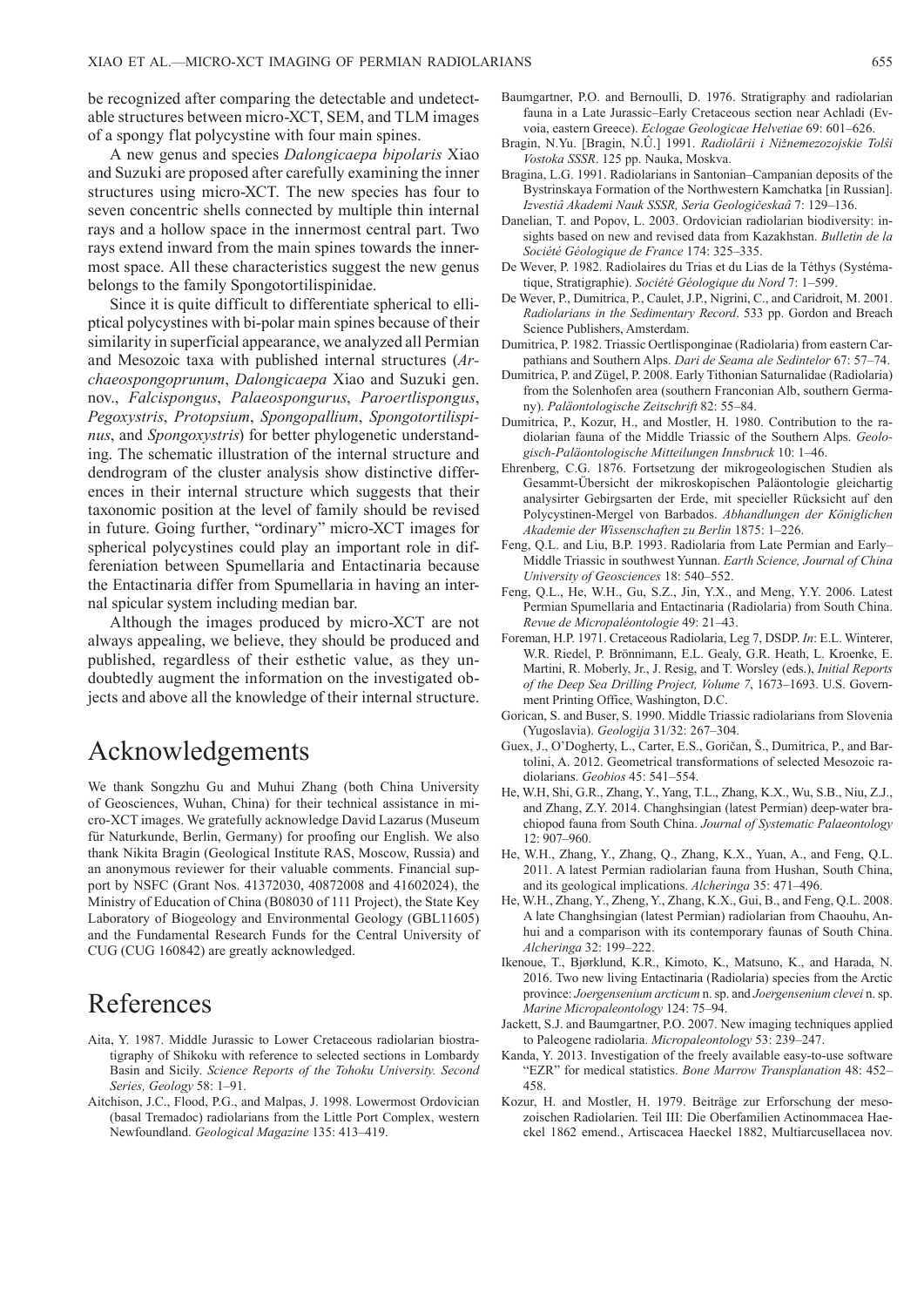be recognized after comparing the detectable and undetectable structures between micro-XCT, SEM, and TLM images of a spongy flat polycystine with four main spines.

A new genus and species *Dalongicaepa bipolaris* Xiao and Suzuki are proposed after carefully examining the inner structures using micro-XCT. The new species has four to seven concentric shells connected by multiple thin internal rays and a hollow space in the innermost central part. Two rays extend inward from the main spines towards the innermost space. All these characteristics suggest the new genus belongs to the family Spongotortilispinidae.

Since it is quite difficult to differentiate spherical to elliptical polycystines with bi-polar main spines because of their similarity in superficial appearance, we analyzed all Permian and Mesozoic taxa with published internal structures (*Archaeospongoprunum*, *Dalongicaepa* Xiao and Suzuki gen. nov., *Falcispongus*, *Palaeospongurus*, *Paroertlispongus*, *Pegoxystris*, *Protopsium*, *Spongopallium*, *Spongotortilispinus*, and *Spongoxystris*) for better phylogenetic understanding. The schematic illustration of the internal structure and dendrogram of the cluster analysis show distinctive differences in their internal structure which suggests that their taxonomic position at the level of family should be revised in future. Going further, "ordinary" micro-XCT images for spherical polycystines could play an important role in differeniation between Spumellaria and Entactinaria because the Entactinaria differ from Spumellaria in having an internal spicular system including median bar.

Although the images produced by micro-XCT are not always appealing, we believe, they should be produced and published, regardless of their esthetic value, as they undoubtedly augment the information on the investigated objects and above all the knowledge of their internal structure.

# Acknowledgements

We thank Songzhu Gu and Muhui Zhang (both China University of Geosciences, Wuhan, China) for their technical assistance in micro-XCT images. We gratefully acknowledge David Lazarus (Museum für Naturkunde, Berlin, Germany) for proofing our English. We also thank Nikita Bragin (Geological Institute RAS, Moscow, Russia) and an anonymous reviewer for their valuable comments. Financial support by NSFC (Grant Nos. 41372030, 40872008 and 41602024), the Ministry of Education of China (B08030 of 111 Project), the State Key Laboratory of Biogeology and Environmental Geology (GBL11605) and the Fundamental Research Funds for the Central University of CUG (CUG 160842) are greatly acknowledged.

# References

Aita, Y. 1987. Middle Jurassic to Lower Cretaceous radiolarian biostratigraphy of Shikoku with reference to selected sections in Lombardy Basin and Sicily. *Science Reports of the Tohoku University. Second Series, Geology* 58: 1–91.

Aitchison, J.C., Flood, P.G., and Malpas, J. 1998. Lowermost Ordovician (basal Tremadoc) radiolarians from the Little Port Complex, western Newfoundland. *Geological Magazine* 135: 413–419.

Baumgartner, P.O. and Bernoulli, D. 1976. Stratigraphy and radiolarian fauna in a Late Jurassic–Early Cretaceous section near Achladi (Evvoia, eastern Greece). *Eclogae Geologicae Helvetiae* 69: 601–626.

Bragin, N.Yu. [Bragin, N.Û.] 1991. *Radiolârii i Nižnemezozojskie Tolŝi Vostoka SSSR*. 125 pp. Nauka, Moskva.

Bragina, L.G. 1991. Radiolarians in Santonian–Campanian deposits of the Bystrinskaya Formation of the Northwestern Kamchatka [in Russian]. *Izvestiâ Akademi Nauk SSSR, Seria Geologičeskaâ* 7: 129–136.

Danelian, T. and Popov, L. 2003. Ordovician radiolarian biodiversity: insights based on new and revised data from Kazakhstan. *Bulletin de la Société Géologique de France* 174: 325–335.

De Wever, P. 1982. Radiolaires du Trias et du Lias de la Téthys (Systématique, Stratigraphie). *Société Géologique du Nord* 7: 1–599.

De Wever, P., Dumitrica, P., Caulet, J.P., Nigrini, C., and Caridroit, M. 2001. *Radiolarians in the Sedimentary Record*. 533 pp. Gordon and Breach Science Publishers, Amsterdam.

Dumitrica, P. 1982. Triassic Oertlisponginae (Radiolaria) from eastern Carpathians and Southern Alps. *Dari de Seama ale Sedintelor* 67: 57–74.

Dumitrica, P. and Zügel, P. 2008. Early Tithonian Saturnalidae (Radiolaria) from the Solenhofen area (southern Franconian Alb, southern Germany). *Paläontologische Zeitschrift* 82: 55–84.

Dumitrica, P., Kozur, H., and Mostler, H. 1980. Contribution to the radiolarian fauna of the Middle Triassic of the Southern Alps. *Geologisch-Paläontologische Mitteilungen Innsbruck* 10: 1–46.

Ehrenberg, C.G. 1876. Fortsetzung der mikrogeologischen Studien als Gesammt-Übersicht der mikroskopischen Paläontologie gleichartig analysirter Gebirgsarten der Erde, mit specieller Rücksicht auf den Polycystinen-Mergel von Barbados. *Abhandlungen der Königlichen Akademie der Wissenschaften zu Berlin* 1875: 1–226.

Feng, Q.L. and Liu, B.P. 1993. Radiolaria from Late Permian and Early–Middle Triassic in southwest Yunnan. *Earth Science, Journal of China University of Geosciences* 18: 540–552.

Feng, Q.L., He, W.H., Gu, S.Z., Jin, Y.X., and Meng, Y.Y. 2006. Latest Permian Spumellaria and Entactinaria (Radiolaria) from South China. *Revue de Micropaléontologie* 49: 21–43.

Foreman, H.P. 1971. Cretaceous Radiolaria, Leg 7, DSDP. *In*: E.L. Winterer, W.R. Riedel, P. Brönnimann, E.L. Gealy, G.R. Heath, L. Kroenke, E. Martini, R. Moberly, Jr., J. Resig, and T. Worsley (eds.), *Initial Reports of the Deep Sea Drilling Project, Volume 7*, 1673–1693. U.S. Government Printing Office, Washington, D.C.

Gorican, S. and Buser, S. 1990. Middle Triassic radiolarians from Slovenia (Yugoslavia). *Geologija* 31/32: 267–304.

Guex, J., O'Dogherty, L., Carter, E.S., Goričan, Š., Dumitrica, P., and Bartolini, A. 2012. Geometrical transformations of selected Mesozoic radiolarians. *Geobios* 45: 541–554.

He, W.H, Shi, G.R., Zhang, Y., Yang, T.L., Zhang, K.X., Wu, S.B., Niu, Z.J., and Zhang, Z.Y. 2014. Changhsingian (latest Permian) deep-water brachiopod fauna from South China. *Journal of Systematic Palaeontology* 12: 907–960.

He, W.H., Zhang, Y., Zhang, Q., Zhang, K.X., Yuan, A., and Feng, Q.L. 2011. A latest Permian radiolarian fauna from Hushan, South China, and its geological implications. *Alcheringa* 35: 471–496.

He, W.H., Zhang, Y., Zheng, Y., Zhang, K.X., Gui, B., and Feng, Q.L. 2008. A late Changhsingian (latest Permian) radiolarian from Chaouhu, Anhui and a comparison with its contemporary faunas of South China. *Alcheringa* 32: 199–222.

Ikenoue, T., Bjørklund, K.R., Kimoto, K., Matsuno, K., and Harada, N. 2016. Two new living Entactinaria (Radiolaria) species from the Arctic province: *Joergensenium arcticum* n. sp. and *Joergensenium clevei* n. sp. *Marine Micropaleontology* 124: 75–94.

Jackett, S.J. and Baumgartner, P.O. 2007. New imaging techniques applied to Paleogene radiolaria. *Micropaleontology* 53: 239–247.

Kanda, Y. 2013. Investigation of the freely available easy-to-use software "EZR" for medical statistics. *Bone Marrow Transplanation* 48: 452–458.

Kozur, H. and Mostler, H. 1979. Beiträge zur Erforschung der mesozoischen Radiolarien. Teil III: Die Oberfamilien Actinommacea Haeckel 1862 emend., Artiscacea Haeckel 1882, Multiarcusellacea nov.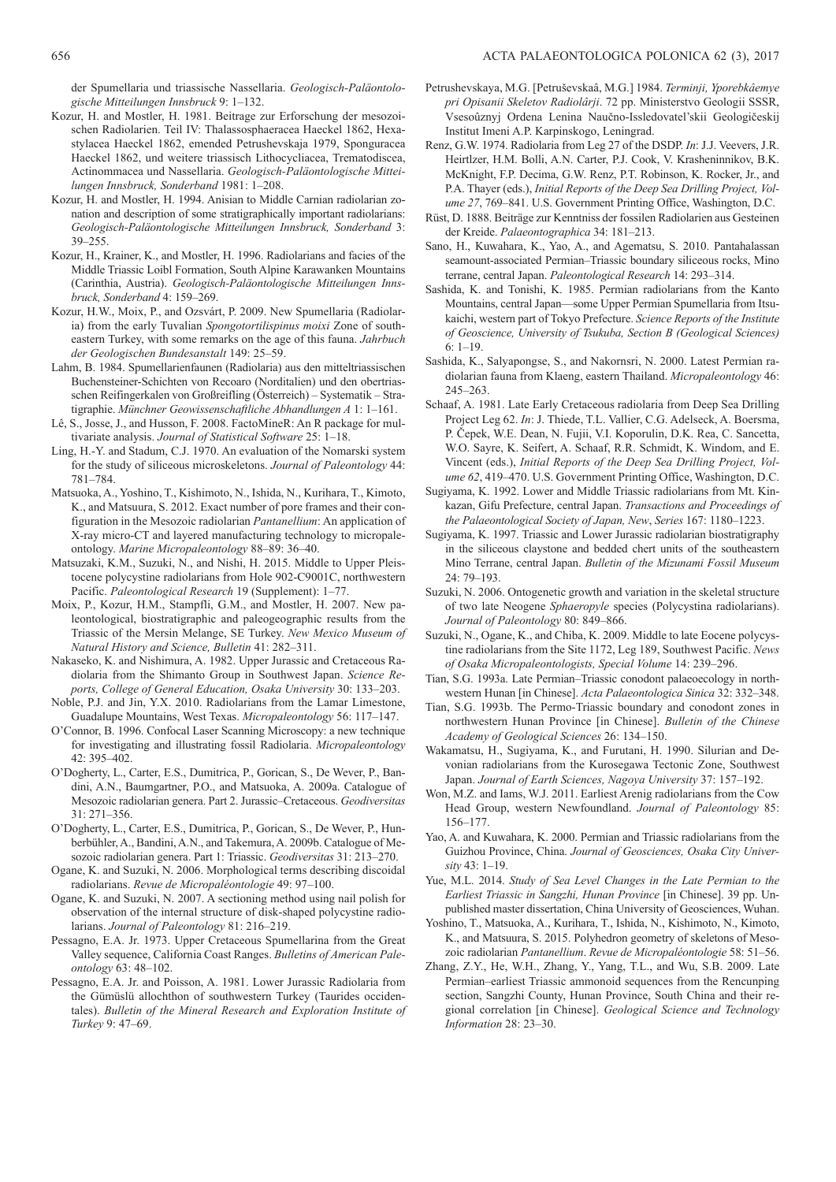der Spumellaria und triassische Nassellaria. *Geologisch-Paläontologische Mitteilungen Innsbruck* 9: 1–132.

Kozur, H. and Mostler, H. 1981. Beitrage zur Erforschung der mesozoischen Radiolarien. Teil IV: Thalassosphaeracea Haeckel 1862, Hexastylacea Haeckel 1862, emended Petrushevskaja 1979, Sponguracea Haeckel 1862, und weitere triassisch Lithocycliacea, Trematodiscea, Actinommacea und Nassellaria. *Geologisch-Paläontologische Mitteilungen Innsbruck, Sonderband* 1981: 1–208.

Kozur, H. and Mostler, H. 1994. Anisian to Middle Carnian radiolarian zonation and description of some stratigraphically important radiolarians: *Geologisch-Paläontologische Mitteilungen Innsbruck, Sonderband* 3: 39–255.

Kozur, H., Krainer, K., and Mostler, H. 1996. Radiolarians and facies of the Middle Triassic Loibl Formation, South Alpine Karawanken Mountains (Carinthia, Austria). *Geologisch-Paläontologische Mitteilungen Innsbruck, Sonderband* 4: 159–269.

Kozur, H.W., Moix, P., and Ozsvárt, P. 2009. New Spumellaria (Radiolaria) from the early Tuvalian *Spongotortilispinus moixi* Zone of southeastern Turkey, with some remarks on the age of this fauna. *Jahrbuch der Geologischen Bundesanstalt* 149: 25–59.

Lahm, B. 1984. Spumellarienfaunen (Radiolaria) aus den mitteltriassischen Buchensteiner-Schichten von Recoaro (Norditalien) und den obertriassischen Reifingerkalen von Großreifling (Österreich) – Systematik – Stratigraphie. *Münchner Geowissenschaftliche Abhandlungen A* 1: 1–161.

Lê, S., Josse, J., and Husson, F. 2008. FactoMineR: An R package for multivariate analysis. *Journal of Statistical Software* 25: 1–18.

Ling, H.-Y. and Stadum, C.J. 1970. An evaluation of the Nomarski system for the study of siliceous microskeletons. *Journal of Paleontology* 44: 781–784.

Matsuoka, A., Yoshino, T., Kishimoto, N., Ishida, N., Kurihara, T., Kimoto, K., and Matsuura, S. 2012. Exact number of pore frames and their configuration in the Mesozoic radiolarian *Pantanellium*: An application of X-ray micro-CT and layered manufacturing technology to micropaleontology. *Marine Micropaleontology* 88–89: 36–40.

Matsuzaki, K.M., Suzuki, N., and Nishi, H. 2015. Middle to Upper Pleistocene polycystine radiolarians from Hole 902-C9001C, northwestern Pacific. *Paleontological Research* 19 (Supplement): 1–77.

Moix, P., Kozur, H.M., Stampfli, G.M., and Mostler, H. 2007. New paleontological, biostratigraphic and paleogeographic results from the Triassic of the Mersin Melange, SE Turkey. *New Mexico Museum of Natural History and Science, Bulletin* 41: 282–311.

Nakaseko, K. and Nishimura, A. 1982. Upper Jurassic and Cretaceous Radiolaria from the Shimanto Group in Southwest Japan. *Science Reports, College of General Education, Osaka University* 30: 133–203.

Noble, P.J. and Jin, Y.X. 2010. Radiolarians from the Lamar Limestone, Guadalupe Mountains, West Texas. *Micropaleontology* 56: 117–147.

O'Connor, B. 1996. Confocal Laser Scanning Microscopy: a new technique for investigating and illustrating fossil Radiolaria. *Micropaleontology* 42: 395–402.

O'Dogherty, L., Carter, E.S., Dumitrica, P., Gorican, S., De Wever, P., Bandini, A.N., Baumgartner, P.O., and Matsuoka, A. 2009a. Catalogue of Mesozoic radiolarian genera. Part 2. Jurassic–Cretaceous. *Geodiversitas* 31: 271–356.

O'Dogherty, L., Carter, E.S., Dumitrica, P., Gorican, S., De Wever, P., Hunberbühler, A., Bandini, A.N., and Takemura, A. 2009b. Catalogue of Mesozoic radiolarian genera. Part 1: Triassic. *Geodiversitas* 31: 213–270.

Ogane, K. and Suzuki, N. 2006. Morphological terms describing discoidal radiolarians. *Revue de Micropaléontologie* 49: 97–100.

Ogane, K. and Suzuki, N. 2007. A sectioning method using nail polish for observation of the internal structure of disk-shaped polycystine radiolarians. *Journal of Paleontology* 81: 216–219.

Pessagno, E.A. Jr. 1973. Upper Cretaceous Spumellarina from the Great Valley sequence, California Coast Ranges. *Bulletins of American Paleontology* 63: 48–102.

Pessagno, E.A. Jr. and Poisson, A. 1981. Lower Jurassic Radiolaria from the Gümüslü allochthon of southwestern Turkey (Taurides occidentales). *Bulletin of the Mineral Research and Exploration Institute of Turkey* 9: 47–69.

Petrushevskaya, M.G. [Petruševskaâ, M.G.] 1984. *Terminji, Yporebkâemye pri Opisanii Skeletov Radiolârji*. 72 pp. Ministerstvo Geologii SSSR, Vsesoûznyj Ordena Lenina Naučno-Issledovatel'skii Geologičeskij Institut Imeni A.P. Karpinskogo, Leningrad.

Renz, G.W. 1974. Radiolaria from Leg 27 of the DSDP. *In*: J.J. Veevers, J.R. Heirtlzer, H.M. Bolli, A.N. Carter, P.J. Cook, V. Krasheninnikov, B.K. McKnight, F.P. Decima, G.W. Renz, P.T. Robinson, K. Rocker, Jr., and P.A. Thayer (eds.), *Initial Reports of the Deep Sea Drilling Project, Volume 27*, 769–841. U.S. Government Printing Office, Washington, D.C.

Rüst, D. 1888. Beiträge zur Kenntniss der fossilen Radiolarien aus Gesteinen der Kreide. *Palaeontographica* 34: 181–213.

Sano, H., Kuwahara, K., Yao, A., and Agematsu, S. 2010. Pantahalassan seamount-associated Permian–Triassic boundary siliceous rocks, Mino terrane, central Japan. *Paleontological Research* 14: 293–314.

Sashida, K. and Tonishi, K. 1985. Permian radiolarians from the Kanto Mountains, central Japan—some Upper Permian Spumellaria from Itsukaichi, western part of Tokyo Prefecture. *Science Reports of the Institute of Geoscience, University of Tsukuba, Section B (Geological Sciences)* 6: 1–19.

Sashida, K., Salyapongse, S., and Nakornsri, N. 2000. Latest Permian radiolarian fauna from Klaeng, eastern Thailand. *Micropaleontology* 46: 245–263.

Schaaf, A. 1981. Late Early Cretaceous radiolaria from Deep Sea Drilling Project Leg 62. *In*: J. Thiede, T.L. Vallier, C.G. Adelseck, A. Boersma, P. Čepek, W.E. Dean, N. Fujii, V.I. Koporulin, D.K. Rea, C. Sancetta, W.O. Sayre, K. Seifert, A. Schaaf, R.R. Schmidt, K. Windom, and E. Vincent (eds.), *Initial Reports of the Deep Sea Drilling Project, Volume 62*, 419–470. U.S. Government Printing Office, Washington, D.C.

Sugiyama, K. 1992. Lower and Middle Triassic radiolarians from Mt. Kinkazan, Gifu Prefecture, central Japan. *Transactions and Proceedings of the Palaeontological Society of Japan, New*, *Series* 167: 1180–1223.

Sugiyama, K. 1997. Triassic and Lower Jurassic radiolarian biostratigraphy in the siliceous claystone and bedded chert units of the southeastern Mino Terrane, central Japan. *Bulletin of the Mizunami Fossil Museum* 24: 79–193.

Suzuki, N. 2006. Ontogenetic growth and variation in the skeletal structure of two late Neogene *Sphaeropyle* species (Polycystina radiolarians). *Journal of Paleontology* 80: 849–866.

Suzuki, N., Ogane, K., and Chiba, K. 2009. Middle to late Eocene polycystine radiolarians from the Site 1172, Leg 189, Southwest Pacific. *News of Osaka Micropaleontologists, Special Volume* 14: 239–296.

Tian, S.G. 1993a. Late Permian–Triassic conodont palaeoecology in northwestern Hunan [in Chinese]. *Acta Palaeontologica Sinica* 32: 332–348.

Tian, S.G. 1993b. The Permo-Triassic boundary and conodont zones in northwestern Hunan Province [in Chinese]. *Bulletin of the Chinese Academy of Geological Sciences* 26: 134–150.

Wakamatsu, H., Sugiyama, K., and Furutani, H. 1990. Silurian and Devonian radiolarians from the Kurosegawa Tectonic Zone, Southwest Japan. *Journal of Earth Sciences, Nagoya University* 37: 157–192.

Won, M.Z. and Iams, W.J. 2011. Earliest Arenig radiolarians from the Cow Head Group, western Newfoundland. *Journal of Paleontology* 85: 156–177.

Yao, A. and Kuwahara, K. 2000. Permian and Triassic radiolarians from the Guizhou Province, China. *Journal of Geosciences, Osaka City University* 43: 1–19.

Yue, M.L. 2014. *Study of Sea Level Changes in the Late Permian to the Earliest Triassic in Sangzhi, Hunan Province* [in Chinese]. 39 pp. Unpublished master dissertation, China University of Geosciences, Wuhan.

Yoshino, T., Matsuoka, A., Kurihara, T., Ishida, N., Kishimoto, N., Kimoto, K., and Matsuura, S. 2015. Polyhedron geometry of skeletons of Mesozoic radiolarian *Pantanellium*. *Revue de Micropaléontologie* 58: 51–56.

Zhang, Z.Y., He, W.H., Zhang, Y., Yang, T.L., and Wu, S.B. 2009. Late Permian–earliest Triassic ammonoid sequences from the Rencunping section, Sangzhi County, Hunan Province, South China and their regional correlation [in Chinese]. *Geological Science and Technology Information* 28: 23–30.